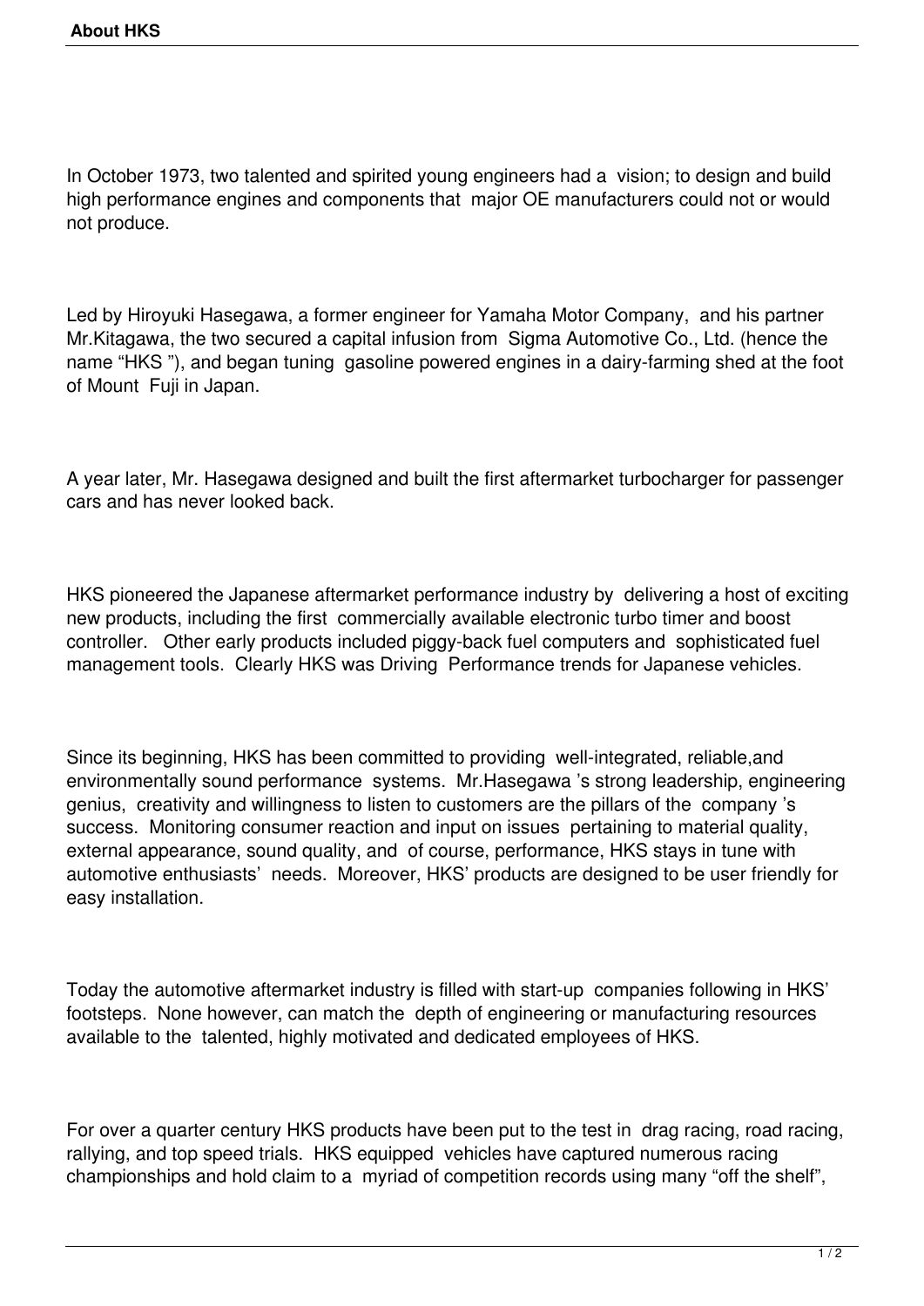In October 1973, two talented and spirited young engineers had a vision; to design and build high performance engines and components that major OE manufacturers could not or would not produce.

Led by Hiroyuki Hasegawa, a former engineer for Yamaha Motor Company, and his partner Mr.Kitagawa, the two secured a capital infusion from Sigma Automotive Co., Ltd. (hence the name "HKS "), and began tuning gasoline powered engines in a dairy-farming shed at the foot of Mount Fuji in Japan.

A year later, Mr. Hasegawa designed and built the first aftermarket turbocharger for passenger cars and has never looked back.

HKS pioneered the Japanese aftermarket performance industry by delivering a host of exciting new products, including the first commercially available electronic turbo timer and boost controller. Other early products included piggy-back fuel computers and sophisticated fuel management tools. Clearly HKS was Driving Performance trends for Japanese vehicles.

Since its beginning, HKS has been committed to providing well-integrated, reliable,and environmentally sound performance systems. Mr.Hasegawa 's strong leadership, engineering genius, creativity and willingness to listen to customers are the pillars of the company 's success. Monitoring consumer reaction and input on issues pertaining to material quality, external appearance, sound quality, and of course, performance, HKS stays in tune with automotive enthusiasts' needs. Moreover, HKS' products are designed to be user friendly for easy installation.

Today the automotive aftermarket industry is filled with start-up companies following in HKS' footsteps. None however, can match the depth of engineering or manufacturing resources available to the talented, highly motivated and dedicated employees of HKS.

For over a quarter century HKS products have been put to the test in drag racing, road racing, rallying, and top speed trials. HKS equipped vehicles have captured numerous racing championships and hold claim to a myriad of competition records using many "off the shelf",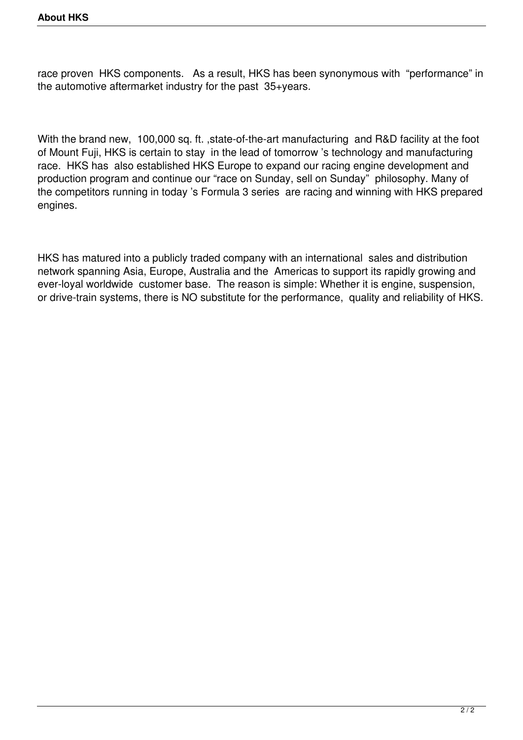race proven HKS components. As a result, HKS has been synonymous with "performance" in the automotive aftermarket industry for the past 35+years.

With the brand new, 100,000 sq. ft. ,state-of-the-art manufacturing and R&D facility at the foot of Mount Fuji, HKS is certain to stay in the lead of tomorrow 's technology and manufacturing race. HKS has also established HKS Europe to expand our racing engine development and production program and continue our "race on Sunday, sell on Sunday" philosophy. Many of the competitors running in today 's Formula 3 series are racing and winning with HKS prepared engines.

HKS has matured into a publicly traded company with an international sales and distribution network spanning Asia, Europe, Australia and the Americas to support its rapidly growing and ever-loyal worldwide customer base. The reason is simple: Whether it is engine, suspension, or drive-train systems, there is NO substitute for the performance, quality and reliability of HKS.